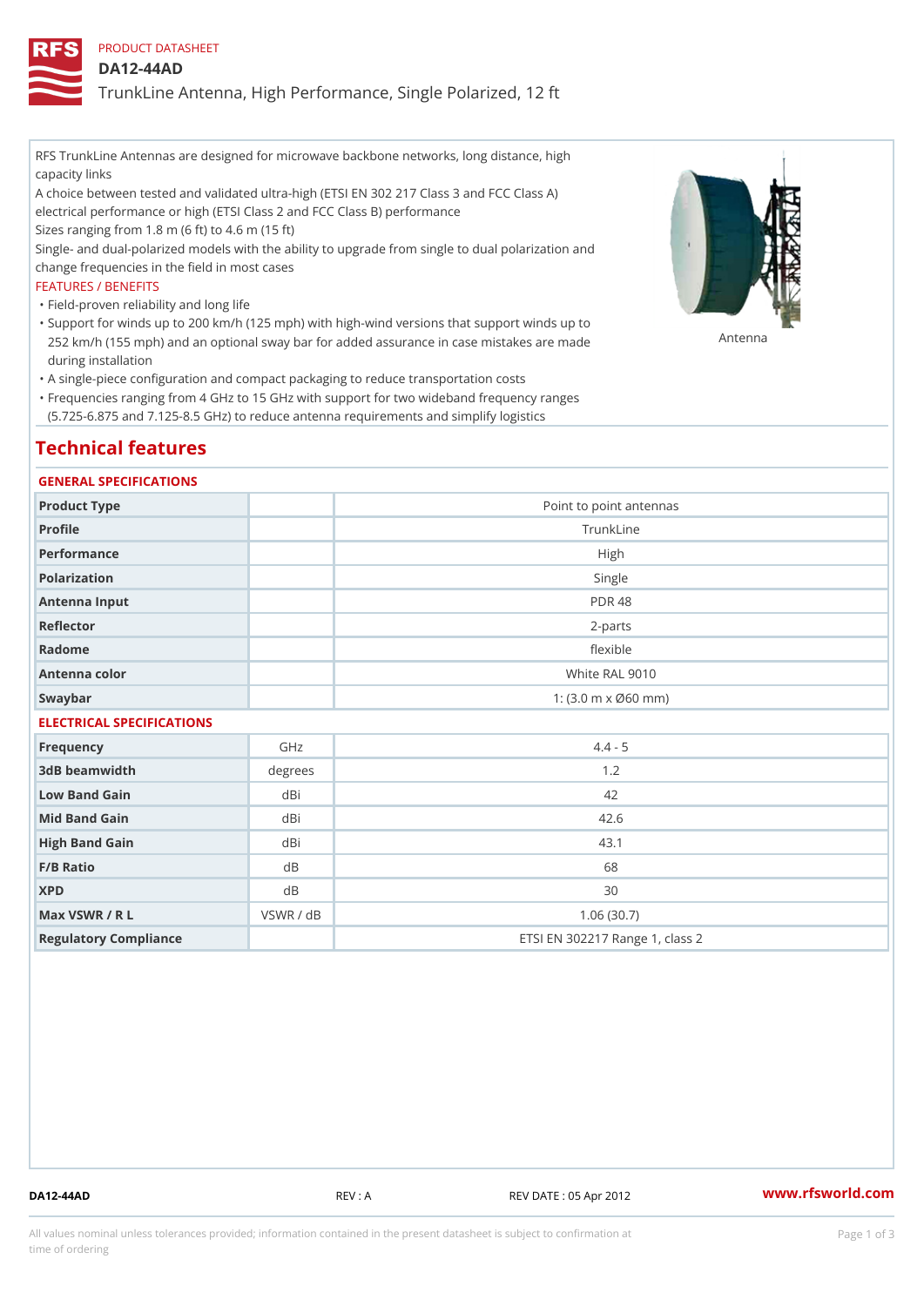PRODUCT DATASHEET

# DA12-44AD

## TrunkLine Antenna, High Performance, Single Polarized, 12 ft

RFS TrunkLine Antennas are designed for microwave backbone networks, long distance, high capacity links

A choice between tested and validated ultra-high (ETSI EN 302 217 Class 3 and FCC Class A) electrical performance or high (ETSI Class 2 and FCC Class B) performance

Sizes ranging from 1.8 m (6 ft) to 4.6 m (15 ft)

Single- and dual-polarized models with the ability to upgrade from single to dual polarization and change frequencies in the field in most cases

Antenna

FEATURES / BENEFITS

- Field-proven reliability and long life
- Support for winds up to 200 km/h (125 mph) with high-wind versions that support winds up to 252 km/h (155 mph) and an optional sway bar for added assurance in case mistakes are made during installation
- A single-piece configuration and compact packaging to reduce transportation costs
- Frequencies ranging from 4 GHz to 15 GHz with support for two wideband frequency ranges (5.725-6.875 and 7.125-8.5 GHz) to reduce antenna requirements and simplify logistics

# Technical features

## GENERAL SPECIFICATIONS

| | | |
|---|---|---|
| Product Type | | Point to point antennas |
| Profile | | TrunkLine |
| Performance | | High |
| Polarization | | Single |
| Antenna Input | | PDR 48 |
| Reflector | | 2-parts |
| Radome | | flexible |
| Antenna color | | White RAL 9010 |
| Swaybar | | 1: (3.0 m x Ø60 mm) |

## ELECTRICAL SPECIFICATIONS

| | | |
|---|---|---|
| Frequency | GHz | 4.4 - 5 |
| 3dB beamwidth | degrees | 1.2 |
| Low Band Gain | dBi | 42 |
| Mid Band Gain | dBi | 42.6 |
| High Band Gain | dBi | 43.1 |
| F/B Ratio | dB | 68 |
| XPD | dB | 30 |
| Max VSWR / R L | VSWR / dB | 1.06 (30.7) |
| Regulatory Compliance | | ETSI EN 302217 Range 1, class 2 |

DA12-44AD REV : A REV DATE : 05 Apr 2012 www.rfsworld.com

All values nominal unless tolerances provided; information contained in the present datasheet is subject to confirmation at time of ordering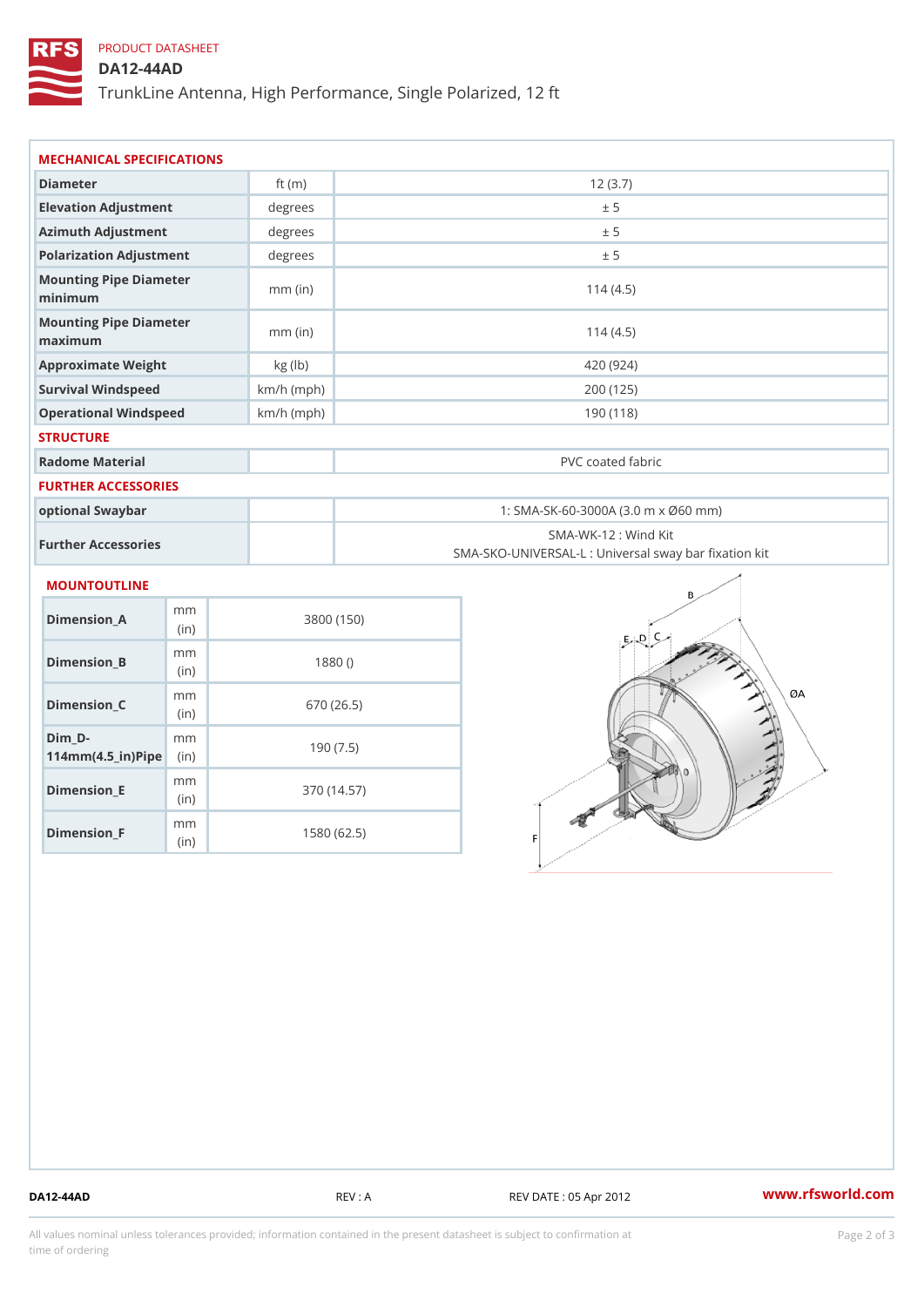PRODUCT DATASHEET

# DA12-44AD

TrunkLine Antenna, High Performance, Single Polarized, 12 ft

## MECHANICAL SPECIFICATIONS

| | | |
|---|---|---|
| Diameter | ft (m) | 12 (3.7) |
| Elevation Adjustment | degrees | ± 5 |
| Azimuth Adjustment | degrees | ± 5 |
| Polarization Adjustment | degrees | ± 5 |
| Mounting Pipe Diameter minimum | mm (in) | 114 (4.5) |
| Mounting Pipe Diameter maximum | mm (in) | 114 (4.5) |
| Approximate Weight | kg (lb) | 420 (924) |
| Survival Windspeed | km/h (mph) | 200 (125) |
| Operational Windspeed | km/h (mph) | 190 (118) |

## STRUCTURE

| | | |
|---|---|---|
| Radome Material | | PVC coated fabric |

## FURTHER ACCESSORIES

| | | |
|---|---|---|
| optional Swaybar | | 1: SMA-SK-60-3000A (3.0 m x Ø60 mm) |
| Further Accessories | | SMA-WK-12 : Wind Kit<br>SMA-SKO-UNIVERSAL-L : Universal sway bar fixation kit |

## MOUNTOUTLINE

| | | |
|---|---|---|
| Dimension_A | mm (in) | 3800 (150) |
| Dimension_B | mm (in) | 1880 () |
| Dimension_C | mm (in) | 670 (26.5) |
| Dim_D-114mm(4.5_in)Pipe | mm (in) | 190 (7.5) |
| Dimension_E | mm (in) | 370 (14.57) |
| Dimension_F | mm (in) | 1580 (62.5) |

DA12-44AD REV : A REV DATE : 05 Apr 2012 www.rfsworld.com

All values nominal unless tolerances provided; information contained in the present datasheet is subject to confirmation at time of ordering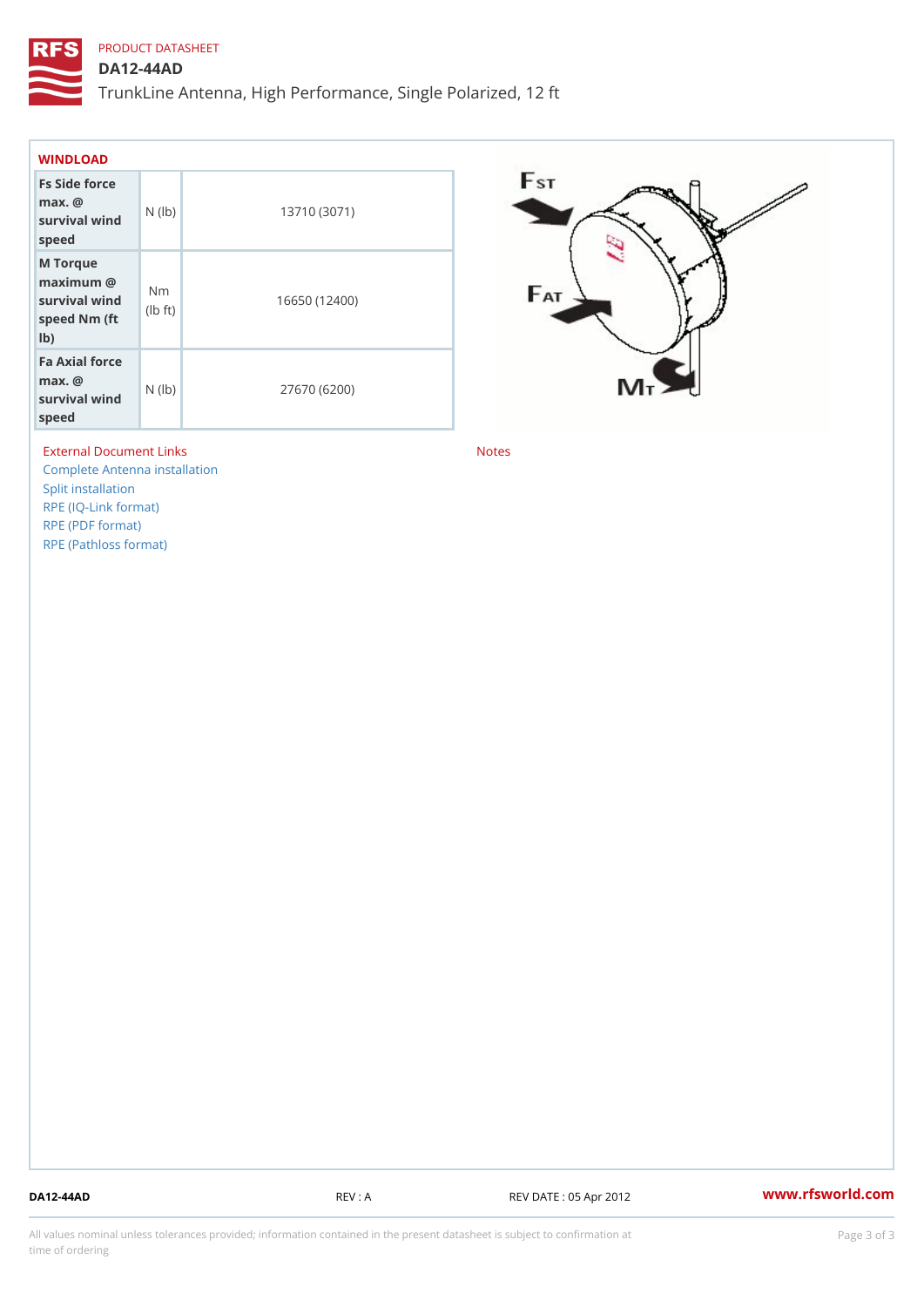PRODUCT DATASHEET

# DA12-44AD

TrunkLine Antenna, High Performance, Single Polarized, 12 ft

## WINDLOAD

| | | |
|---|---|---|
| Fs Side force max. @ survival wind speed | N (lb) | 13710 (3071) |
| M Torque maximum @ survival wind speed Nm (ft lb) | Nm (lb ft) | 16650 (12400) |
| Fa Axial force max. @ survival wind speed | N (lb) | 27670 (6200) |

FST

FAT

MT

External Document Links

Complete Antenna installation

Split installation

RPE (IQ-Link format)

RPE (PDF format)

RPE (Pathloss format)

Notes

DA12-44AD REV : A REV DATE : 05 Apr 2012 www.rfsworld.com

All values nominal unless tolerances provided; information contained in the present datasheet is subject to confirmation at time of ordering